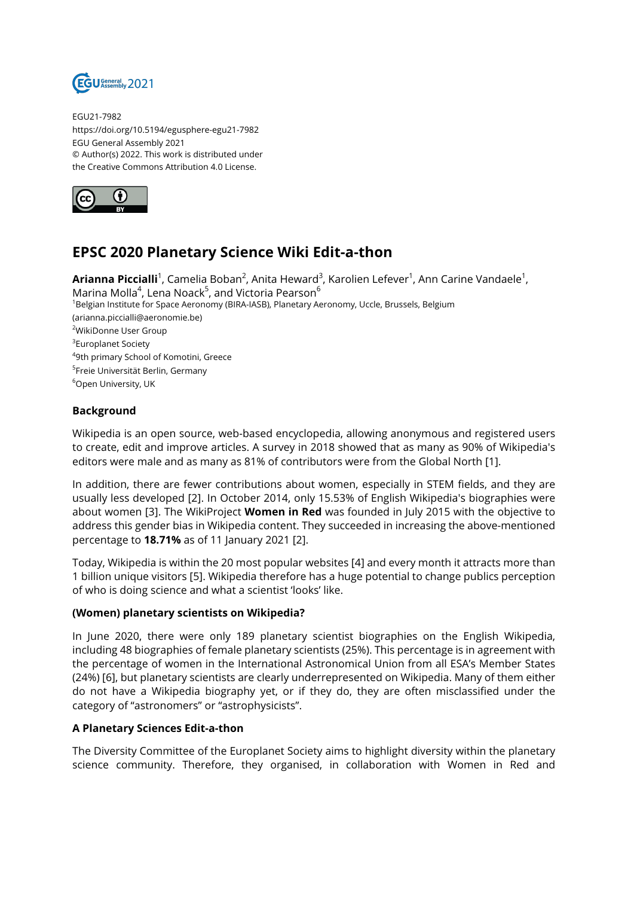EGU21-7982
https://doi.org/10.5194/egusphere-egu21-7982
EGU General Assembly 2021
© Author(s) 2022. This work is distributed under
the Creative Commons Attribution 4.0 License.

# EPSC 2020 Planetary Science Wiki Edit-a-thon

**Arianna Piccialli**[1], Camelia Boban[2], Anita Heward[3], Karolien Lefever[1], Ann Carine Vandaele[1], Marina Molla[4], Lena Noack[5], and Victoria Pearson[6]

[1]Belgian Institute for Space Aeronomy (BIRA-IASB), Planetary Aeronomy, Uccle, Brussels, Belgium (arianna.piccialli@aeronomie.be)
[2]WikiDonne User Group
[3]Europlanet Society
[4]9th primary School of Komotini, Greece
[5]Freie Universität Berlin, Germany
[6]Open University, UK

### Background

Wikipedia is an open source, web-based encyclopedia, allowing anonymous and registered users to create, edit and improve articles. A survey in 2018 showed that as many as 90% of Wikipedia's editors were male and as many as 81% of contributors were from the Global North [1].

In addition, there are fewer contributions about women, especially in STEM fields, and they are usually less developed [2]. In October 2014, only 15.53% of English Wikipedia's biographies were about women [3]. The WikiProject **Women in Red** was founded in July 2015 with the objective to address this gender bias in Wikipedia content. They succeeded in increasing the above-mentioned percentage to **18.71%** as of 11 January 2021 [2].

Today, Wikipedia is within the 20 most popular websites [4] and every month it attracts more than 1 billion unique visitors [5]. Wikipedia therefore has a huge potential to change publics perception of who is doing science and what a scientist 'looks' like.

### (Women) planetary scientists on Wikipedia?

In June 2020, there were only 189 planetary scientist biographies on the English Wikipedia, including 48 biographies of female planetary scientists (25%). This percentage is in agreement with the percentage of women in the International Astronomical Union from all ESA's Member States (24%) [6], but planetary scientists are clearly underrepresented on Wikipedia. Many of them either do not have a Wikipedia biography yet, or if they do, they are often misclassified under the category of "astronomers" or "astrophysicists".

### A Planetary Sciences Edit-a-thon

The Diversity Committee of the Europlanet Society aims to highlight diversity within the planetary science community. Therefore, they organised, in collaboration with Women in Red and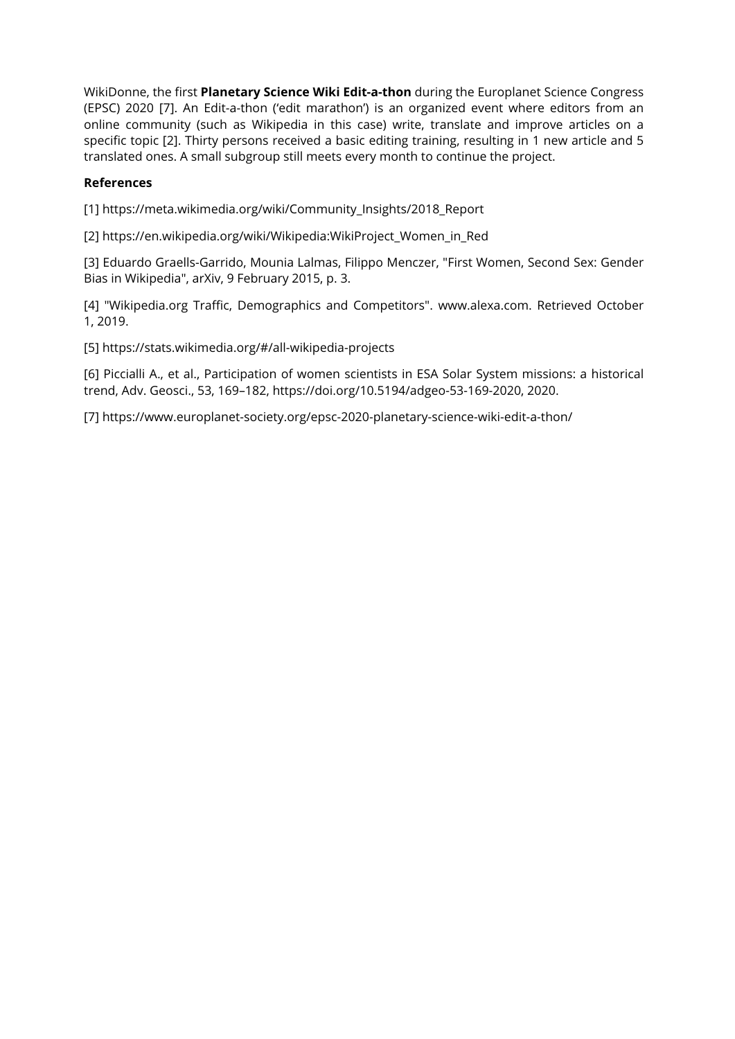WikiDonne, the first **Planetary Science Wiki Edit-a-thon** during the Europlanet Science Congress (EPSC) 2020 [7]. An Edit-a-thon ('edit marathon') is an organized event where editors from an online community (such as Wikipedia in this case) write, translate and improve articles on a specific topic [2]. Thirty persons received a basic editing training, resulting in 1 new article and 5 translated ones. A small subgroup still meets every month to continue the project.

**References**

[1] https://meta.wikimedia.org/wiki/Community_Insights/2018_Report

[2] https://en.wikipedia.org/wiki/Wikipedia:WikiProject_Women_in_Red

[3] Eduardo Graells-Garrido, Mounia Lalmas, Filippo Menczer, "First Women, Second Sex: Gender Bias in Wikipedia", arXiv, 9 February 2015, p. 3.

[4] "Wikipedia.org Traffic, Demographics and Competitors". www.alexa.com. Retrieved October 1, 2019.

[5] https://stats.wikimedia.org/#/all-wikipedia-projects

[6] Piccialli A., et al., Participation of women scientists in ESA Solar System missions: a historical trend, Adv. Geosci., 53, 169–182, https://doi.org/10.5194/adgeo-53-169-2020, 2020.

[7] https://www.europlanet-society.org/epsc-2020-planetary-science-wiki-edit-a-thon/